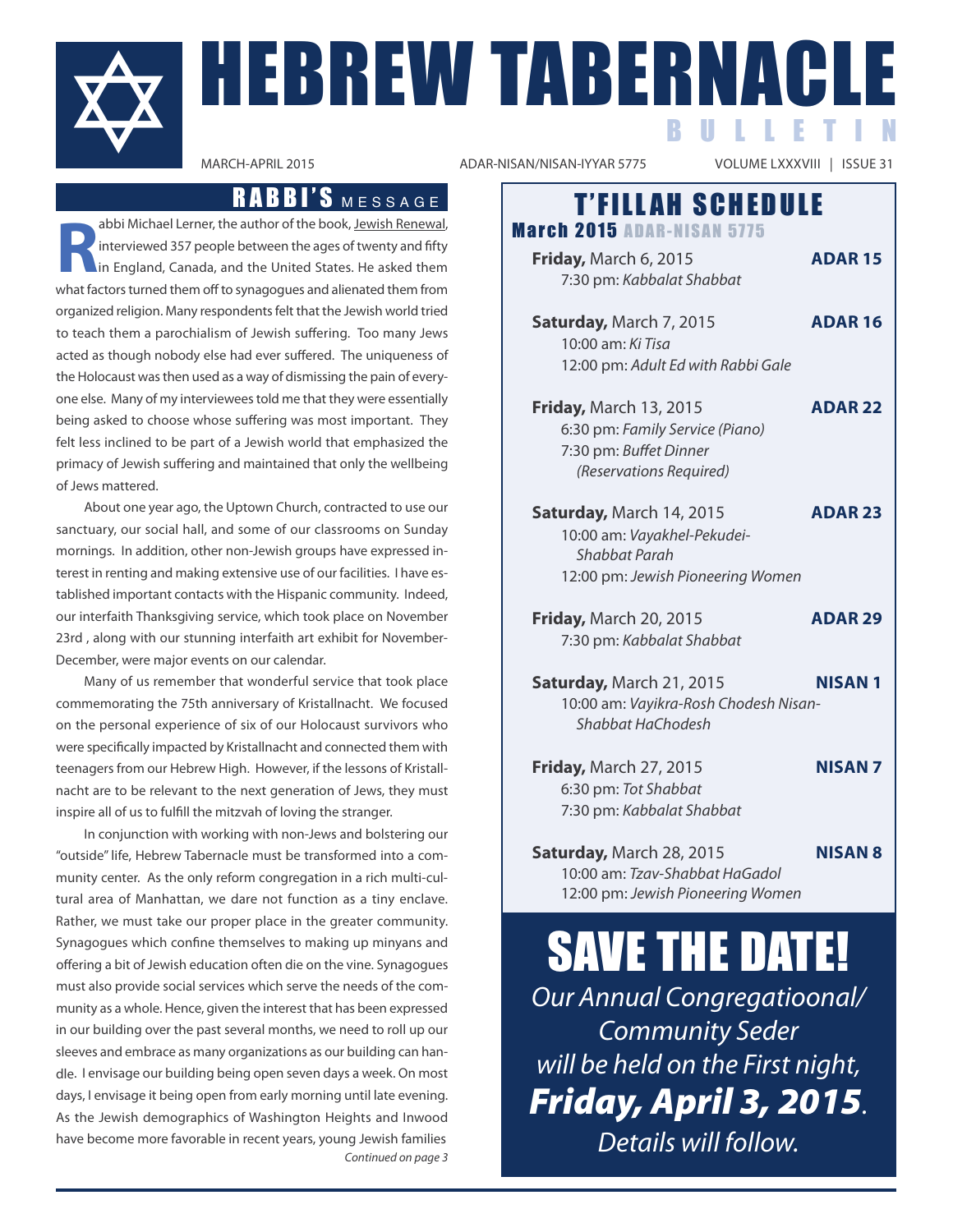# HEBREW TABERNACLE BULLETIN

MARCH-APRIL 2015 | ADAR-NISAN/NISAN-IYYAR 5775 | VOLUME LXXXVIII | ISSUE 31

## RABBI'S MESSAGE

Rabbi Michael Lerner, the author of the book, Jewish Renewal, interviewed 357 people between the ages of twenty and fifty in England, Canada, and the United States. He asked them what factors turned them off to synagogues and alienated them from organized religion. Many respondents felt that the Jewish world tried to teach them a parochialism of Jewish suffering. Too many Jews acted as though nobody else had ever suffered. The uniqueness of the Holocaust was then used as a way of dismissing the pain of everyone else. Many of my interviewees told me that they were essentially being asked to choose whose suffering was most important. They felt less inclined to be part of a Jewish world that emphasized the primacy of Jewish suffering and maintained that only the wellbeing of Jews mattered.

About one year ago, the Uptown Church, contracted to use our sanctuary, our social hall, and some of our classrooms on Sunday mornings. In addition, other non-Jewish groups have expressed interest in renting and making extensive use of our facilities. I have established important contacts with the Hispanic community. Indeed, our interfaith Thanksgiving service, which took place on November 23rd , along with our stunning interfaith art exhibit for November-December, were major events on our calendar.

Many of us remember that wonderful service that took place commemorating the 75th anniversary of Kristallnacht. We focused on the personal experience of six of our Holocaust survivors who were specifically impacted by Kristallnacht and connected them with teenagers from our Hebrew High. However, if the lessons of Kristallnacht are to be relevant to the next generation of Jews, they must inspire all of us to fulfill the mitzvah of loving the stranger.

In conjunction with working with non-Jews and bolstering our "outside" life, Hebrew Tabernacle must be transformed into a community center. As the only reform congregation in a rich multi-cultural area of Manhattan, we dare not function as a tiny enclave. Rather, we must take our proper place in the greater community. Synagogues which confine themselves to making up minyans and offering a bit of Jewish education often die on the vine. Synagogues must also provide social services which serve the needs of the community as a whole. Hence, given the interest that has been expressed in our building over the past several months, we need to roll up our sleeves and embrace as many organizations as our building can handle. I envisage our building being open seven days a week. On most days, I envisage it being open from early morning until late evening. As the Jewish demographics of Washington Heights and Inwood have become more favorable in recent years, young Jewish families

*Continued on page 3*

## T'FILLAH SCHEDULE

### March 2015 ADAR-NISAN 5775

**Friday,** March 6, 2015 — **ADAR 15**
7:30 pm: *Kabbalat Shabbat*

**Saturday,** March 7, 2015 — **ADAR 16**
10:00 am: *Ki Tisa*
12:00 pm: *Adult Ed with Rabbi Gale*

**Friday,** March 13, 2015 — **ADAR 22**
6:30 pm: *Family Service (Piano)*
7:30 pm: *Buffet Dinner (Reservations Required)*

**Saturday,** March 14, 2015 — **ADAR 23**
10:00 am: *Vayakhel-Pekudei-Shabbat Parah*
12:00 pm: *Jewish Pioneering Women*

**Friday,** March 20, 2015 — **ADAR 29**
7:30 pm: *Kabbalat Shabbat*

**Saturday,** March 21, 2015 — **NISAN 1**
10:00 am: *Vayikra-Rosh Chodesh Nisan-Shabbat HaChodesh*

**Friday,** March 27, 2015 — **NISAN 7**
6:30 pm: *Tot Shabbat*
7:30 pm: *Kabbalat Shabbat*

**Saturday,** March 28, 2015 — **NISAN 8**
10:00 am: *Tzav-Shabbat HaGadol*
12:00 pm: *Jewish Pioneering Women*

## SAVE THE DATE!

*Our Annual Congregatioonal/ Community Seder will be held on the First night,* ***Friday, April 3, 2015****. Details will follow.*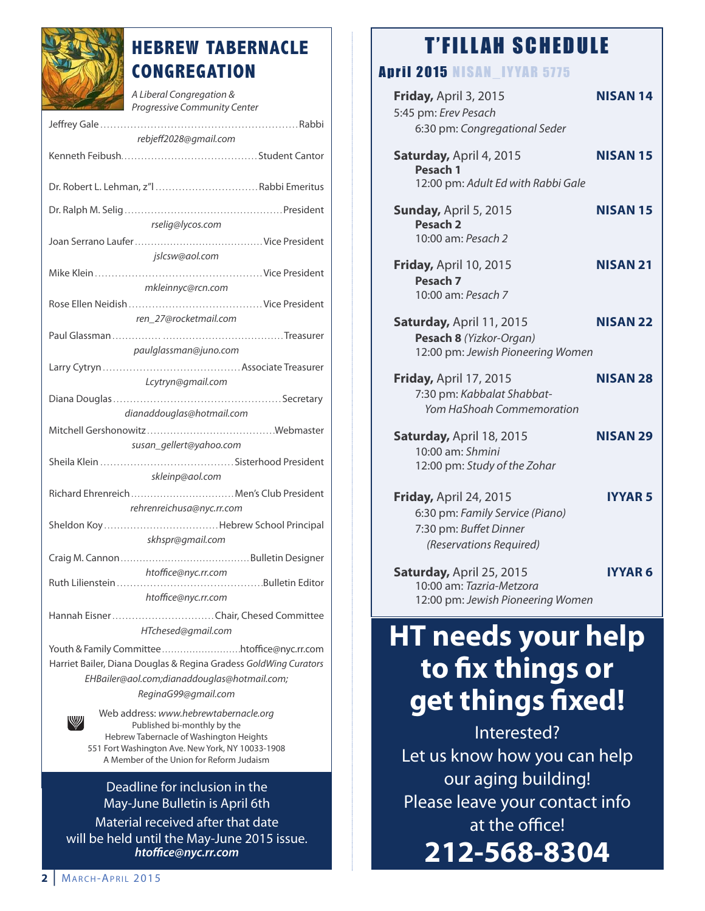# HEBREW TABERNACLE CONGREGATION

*A Liberal Congregation & Progressive Community Center*

Jeffrey Gale ........ Rabbi
*rebjeff2028@gmail.com*

Kenneth Feibush........ Student Cantor

Dr. Robert L. Lehman, z"l ........ Rabbi Emeritus

Dr. Ralph M. Selig ........ President
*rselig@lycos.com*

Joan Serrano Laufer ........ Vice President
*jslcsw@aol.com*

Mike Klein ........ Vice President
*mkleinnyc@rcn.com*

Rose Ellen Neidish ........ Vice President
*ren_27@rocketmail.com*

Paul Glassman ........ Treasurer
*paulglassman@juno.com*

Larry Cytryn ........ Associate Treasurer
*Lcytryn@gmail.com*

Diana Douglas ........ Secretary
*dianaddouglas@hotmail.com*

Mitchell Gershonowitz ........ Webmaster
*susan_gellert@yahoo.com*

Sheila Klein ........ Sisterhood President
*skleinp@aol.com*

Richard Ehrenreich ........ Men's Club President
*rehrenreichusa@nyc.rr.com*

Sheldon Koy ........ Hebrew School Principal
*skhspr@gmail.com*

Craig M. Cannon ........ Bulletin Designer
*htoffice@nyc.rr.com*

Ruth Lilienstein ........ Bulletin Editor
*htoffice@nyc.rr.com*

Hannah Eisner ........ Chair, Chesed Committee
*HTchesed@gmail.com*

Youth & Family Committee ........ htoffice@nyc.rr.com

Harriet Bailer, Diana Douglas & Regina Gradess *GoldWing Curators*
*EHBailer@aol.com;dianaddouglas@hotmail.com; ReginaG99@gmail.com*

Web address: *www.hebrewtabernacle.org*
Published bi-monthly by the
Hebrew Tabernacle of Washington Heights
551 Fort Washington Ave. New York, NY 10033-1908
A Member of the Union for Reform Judaism

Deadline for inclusion in the May-June Bulletin is April 6th
Material received after that date will be held until the May-June 2015 issue.
***htoffice@nyc.rr.com***

# T'FILLAH SCHEDULE

## April 2015 NISAN_IYYAR 5775

**Friday,** April 3, 2015 — **NISAN 14**
5:45 pm: *Erev Pesach*
6:30 pm: *Congregational Seder*

**Saturday,** April 4, 2015 — **NISAN 15**
**Pesach 1**
12:00 pm: *Adult Ed with Rabbi Gale*

**Sunday,** April 5, 2015 — **NISAN 15**
**Pesach 2**
10:00 am: *Pesach 2*

**Friday,** April 10, 2015 — **NISAN 21**
**Pesach 7**
10:00 am: *Pesach 7*

**Saturday,** April 11, 2015 — **NISAN 22**
**Pesach 8** *(Yizkor-Organ)*
12:00 pm: *Jewish Pioneering Women*

**Friday,** April 17, 2015 — **NISAN 28**
7:30 pm: *Kabbalat Shabbat-Yom HaShoah Commemoration*

**Saturday,** April 18, 2015 — **NISAN 29**
10:00 am: *Shmini*
12:00 pm: *Study of the Zohar*

**Friday,** April 24, 2015 — **IYYAR 5**
6:30 pm: *Family Service (Piano)*
7:30 pm: *Buffet Dinner (Reservations Required)*

**Saturday,** April 25, 2015 — **IYYAR 6**
10:00 am: *Tazria-Metzora*
12:00 pm: *Jewish Pioneering Women*

# HT needs your help to fix things or get things fixed!

Interested?
Let us know how you can help our aging building!
Please leave your contact info at the office!

**212-568-8304**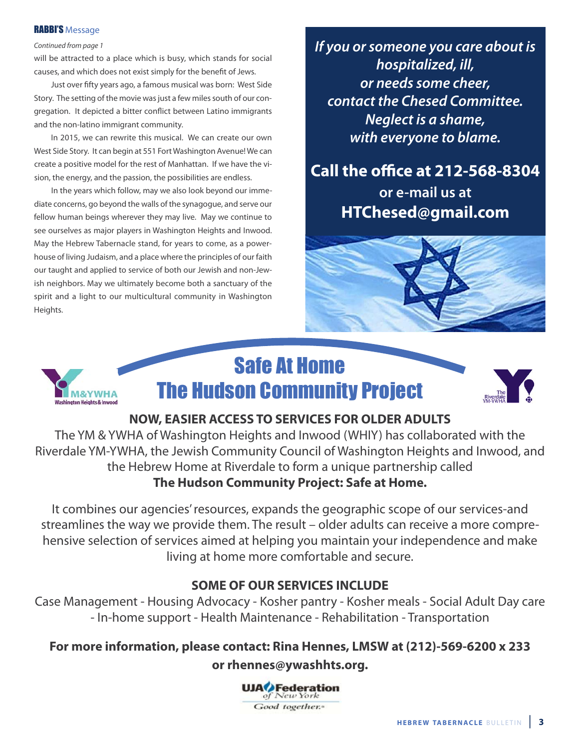## RABBI'S Message

*Continued from page 1*

will be attracted to a place which is busy, which stands for social causes, and which does not exist simply for the benefit of Jews.

Just over fifty years ago, a famous musical was born: West Side Story. The setting of the movie was just a few miles south of our congregation. It depicted a bitter conflict between Latino immigrants and the non-latino immigrant community.

In 2015, we can rewrite this musical. We can create our own West Side Story. It can begin at 551 Fort Washington Avenue! We can create a positive model for the rest of Manhattan. If we have the vision, the energy, and the passion, the possibilities are endless.

In the years which follow, may we also look beyond our immediate concerns, go beyond the walls of the synagogue, and serve our fellow human beings wherever they may live. May we continue to see ourselves as major players in Washington Heights and Inwood. May the Hebrew Tabernacle stand, for years to come, as a powerhouse of living Judaism, and a place where the principles of our faith our taught and applied to service of both our Jewish and non-Jewish neighbors. May we ultimately become both a sanctuary of the spirit and a light to our multicultural community in Washington Heights.

***If you or someone you care about is hospitalized, ill, or needs some cheer, contact the Chesed Committee. Neglect is a shame, with everyone to blame.***

**Call the office at 212-568-8304**

**or e-mail us at**

**HTChesed@gmail.com**

M&YWHA Washington Heights & Inwood

# Safe At Home
# The Hudson Community Project

The Riverdale YM-YWHA

**NOW, EASIER ACCESS TO SERVICES FOR OLDER ADULTS**

The YM & YWHA of Washington Heights and Inwood (WHIY) has collaborated with the Riverdale YM-YWHA, the Jewish Community Council of Washington Heights and Inwood, and the Hebrew Home at Riverdale to form a unique partnership called

**The Hudson Community Project: Safe at Home.**

It combines our agencies' resources, expands the geographic scope of our services-and streamlines the way we provide them. The result – older adults can receive a more comprehensive selection of services aimed at helping you maintain your independence and make living at home more comfortable and secure.

**SOME OF OUR SERVICES INCLUDE**

Case Management - Housing Advocacy - Kosher pantry - Kosher meals - Social Adult Day care - In-home support - Health Maintenance - Rehabilitation - Transportation

**For more information, please contact: Rina Hennes, LMSW at (212)-569-6200 x 233 or rhennes@ywashhts.org.**

UJA Federation of New York — Good together.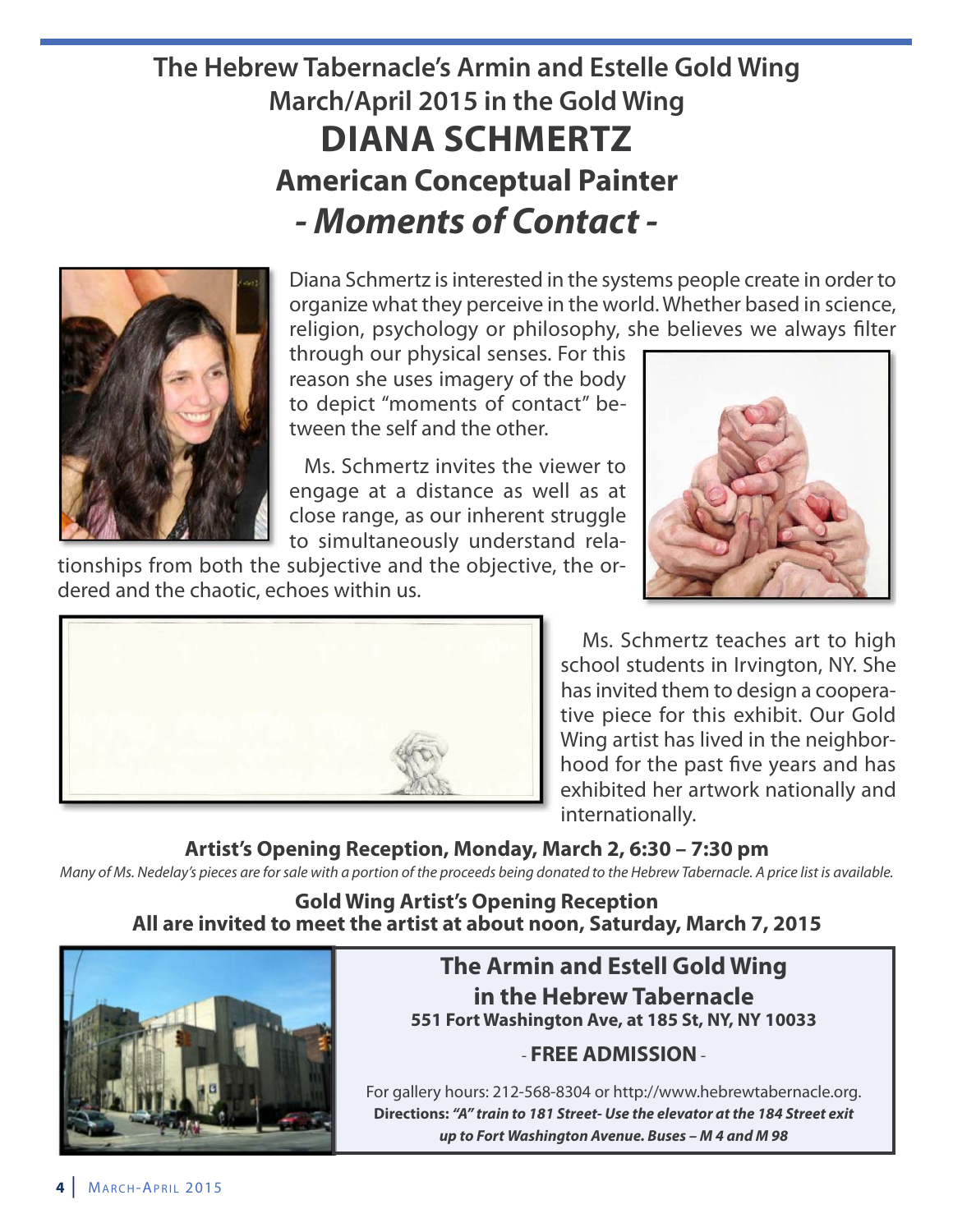# The Hebrew Tabernacle's Armin and Estelle Gold Wing

## March/April 2015 in the Gold Wing

# DIANA SCHMERTZ

## American Conceptual Painter

## *- Moments of Contact -*

Diana Schmertz is interested in the systems people create in order to organize what they perceive in the world. Whether based in science, religion, psychology or philosophy, she believes we always filter through our physical senses. For this reason she uses imagery of the body to depict "moments of contact" between the self and the other.

Ms. Schmertz invites the viewer to engage at a distance as well as at close range, as our inherent struggle to simultaneously understand relationships from both the subjective and the objective, the ordered and the chaotic, echoes within us.

Ms. Schmertz teaches art to high school students in Irvington, NY. She has invited them to design a cooperative piece for this exhibit. Our Gold Wing artist has lived in the neighborhood for the past five years and has exhibited her artwork nationally and internationally.

**Artist's Opening Reception, Monday, March 2, 6:30 – 7:30 pm**

*Many of Ms. Nedelay's pieces are for sale with a portion of the proceeds being donated to the Hebrew Tabernacle. A price list is available.*

**Gold Wing Artist's Opening Reception**
**All are invited to meet the artist at about noon, Saturday, March 7, 2015**

**The Armin and Estell Gold Wing**
**in the Hebrew Tabernacle**
**551 Fort Washington Ave, at 185 St, NY, NY 10033**

\- **FREE ADMISSION** -

For gallery hours: 212-568-8304 or http://www.hebrewtabernacle.org.
**Directions:** ***"A" train to 181 Street- Use the elevator at the 184 Street exit up to Fort Washington Avenue. Buses – M 4 and M 98***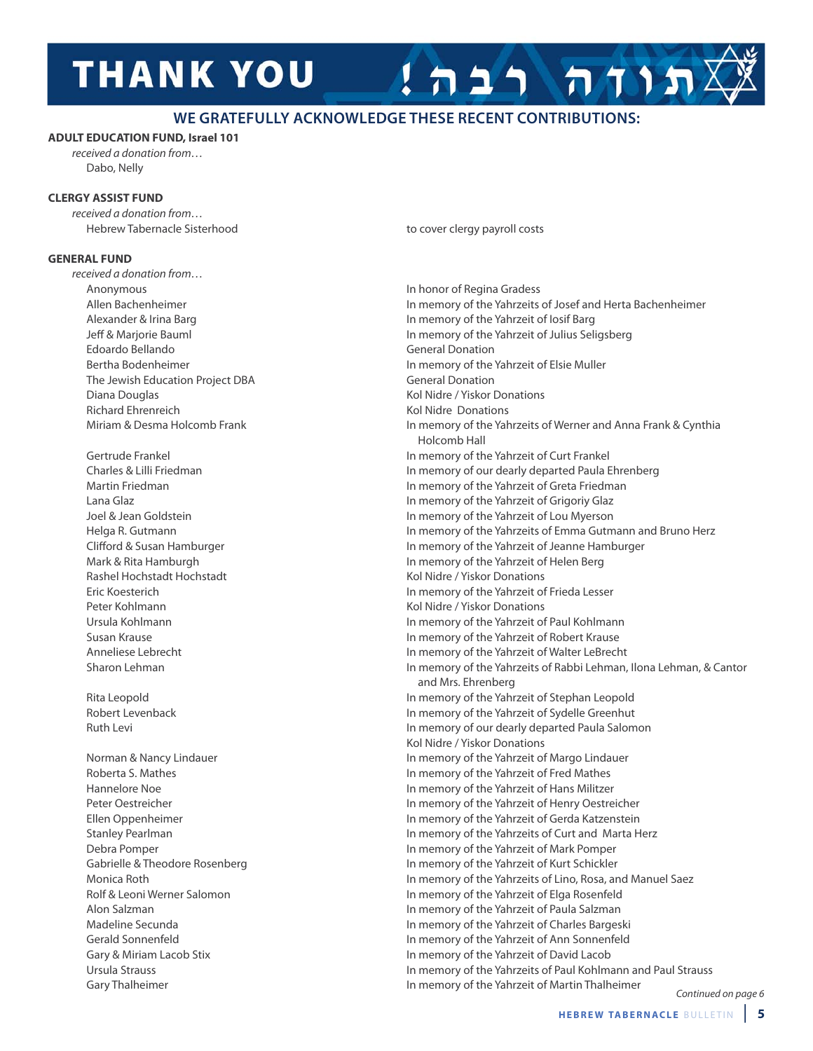# THANK YOU תודה רבה!

## WE GRATEFULLY ACKNOWLEDGE THESE RECENT CONTRIBUTIONS:

**ADULT EDUCATION FUND, Israel 101**

*received a donation from…*

Dabo, Nelly

**CLERGY ASSIST FUND**

*received a donation from…*

| | |
|---|---|
| Hebrew Tabernacle Sisterhood | to cover clergy payroll costs |

**GENERAL FUND**

*received a donation from…*

| | |
|---|---|
| Anonymous | In honor of Regina Gradess |
| Allen Bachenheimer | In memory of the Yahrzeits of Josef and Herta Bachenheimer |
| Alexander & Irina Barg | In memory of the Yahrzeit of Iosif Barg |
| Jeff & Marjorie Bauml | In memory of the Yahrzeit of Julius Seligsberg |
| Edoardo Bellando | General Donation |
| Bertha Bodenheimer | In memory of the Yahrzeit of Elsie Muller |
| The Jewish Education Project DBA | General Donation |
| Diana Douglas | Kol Nidre / Yiskor Donations |
| Richard Ehrenreich | Kol Nidre Donations |
| Miriam & Desma Holcomb Frank | In memory of the Yahrzeits of Werner and Anna Frank & Cynthia Holcomb Hall |
| Gertrude Frankel | In memory of the Yahrzeit of Curt Frankel |
| Charles & Lilli Friedman | In memory of our dearly departed Paula Ehrenberg |
| Martin Friedman | In memory of the Yahrzeit of Greta Friedman |
| Lana Glaz | In memory of the Yahrzeit of Grigoriy Glaz |
| Joel & Jean Goldstein | In memory of the Yahrzeit of Lou Myerson |
| Helga R. Gutmann | In memory of the Yahrzeits of Emma Gutmann and Bruno Herz |
| Clifford & Susan Hamburger | In memory of the Yahrzeit of Jeanne Hamburger |
| Mark & Rita Hamburgh | In memory of the Yahrzeit of Helen Berg |
| Rashel Hochstadt Hochstadt | Kol Nidre / Yiskor Donations |
| Eric Koesterich | In memory of the Yahrzeit of Frieda Lesser |
| Peter Kohlmann | Kol Nidre / Yiskor Donations |
| Ursula Kohlmann | In memory of the Yahrzeit of Paul Kohlmann |
| Susan Krause | In memory of the Yahrzeit of Robert Krause |
| Anneliese Lebrecht | In memory of the Yahrzeit of Walter LeBrecht |
| Sharon Lehman | In memory of the Yahrzeits of Rabbi Lehman, Ilona Lehman, & Cantor and Mrs. Ehrenberg |
| Rita Leopold | In memory of the Yahrzeit of Stephan Leopold |
| Robert Levenback | In memory of the Yahrzeit of Sydelle Greenhut |
| Ruth Levi | In memory of our dearly departed Paula Salomon<br>Kol Nidre / Yiskor Donations |
| Norman & Nancy Lindauer | In memory of the Yahrzeit of Margo Lindauer |
| Roberta S. Mathes | In memory of the Yahrzeit of Fred Mathes |
| Hannelore Noe | In memory of the Yahrzeit of Hans Militzer |
| Peter Oestreicher | In memory of the Yahrzeit of Henry Oestreicher |
| Ellen Oppenheimer | In memory of the Yahrzeit of Gerda Katzenstein |
| Stanley Pearlman | In memory of the Yahrzeits of Curt and Marta Herz |
| Debra Pomper | In memory of the Yahrzeit of Mark Pomper |
| Gabrielle & Theodore Rosenberg | In memory of the Yahrzeit of Kurt Schickler |
| Monica Roth | In memory of the Yahrzeits of Lino, Rosa, and Manuel Saez |
| Rolf & Leoni Werner Salomon | In memory of the Yahrzeit of Elga Rosenfeld |
| Alon Salzman | In memory of the Yahrzeit of Paula Salzman |
| Madeline Secunda | In memory of the Yahrzeit of Charles Bargeski |
| Gerald Sonnenfeld | In memory of the Yahrzeit of Ann Sonnenfeld |
| Gary & Miriam Lacob Stix | In memory of the Yahrzeit of David Lacob |
| Ursula Strauss | In memory of the Yahrzeits of Paul Kohlmann and Paul Strauss |
| Gary Thalheimer | In memory of the Yahrzeit of Martin Thalheimer |

*Continued on page 6*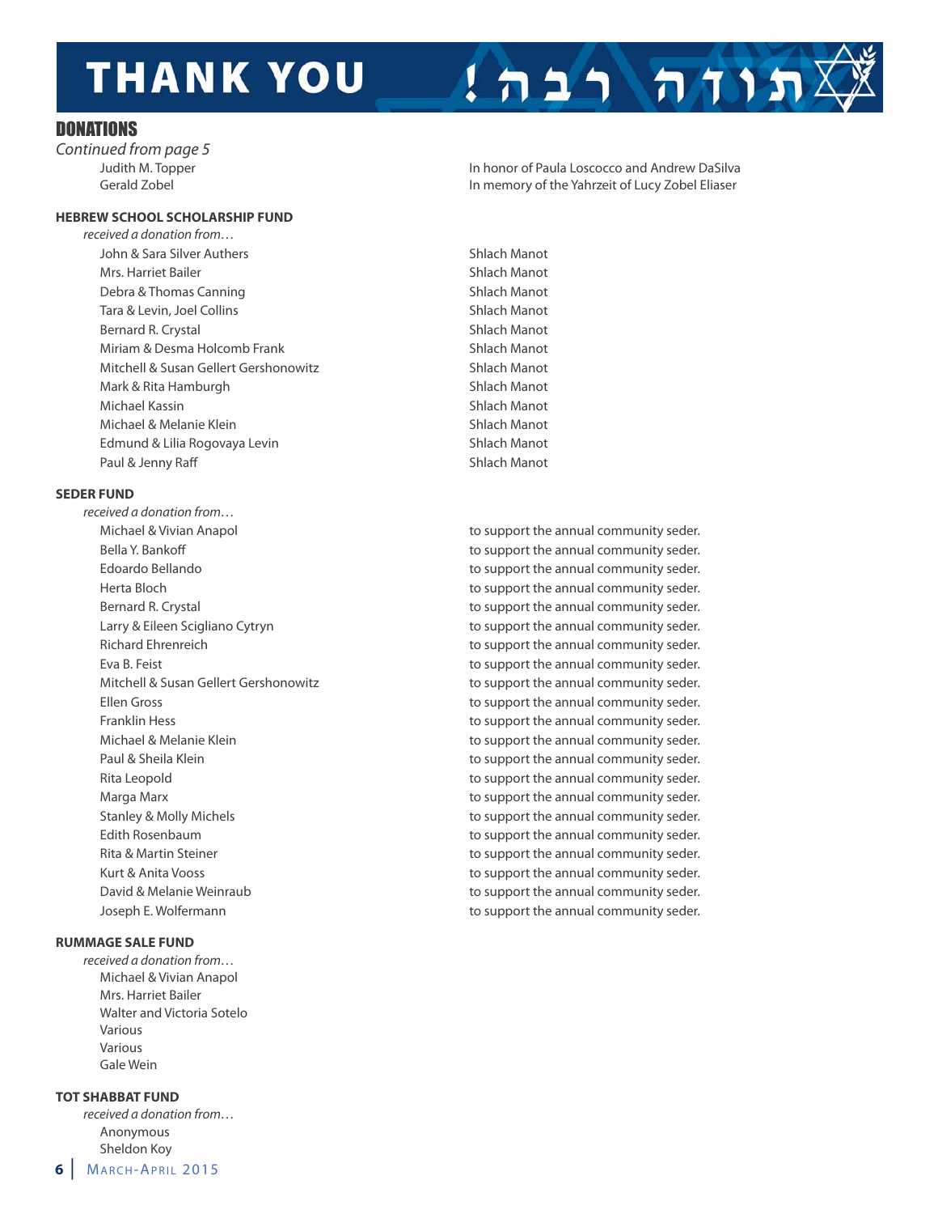# THANK YOU !תודה רבה

## DONATIONS

*Continued from page 5*

| | |
|---|---|
| Judith M. Topper | In honor of Paula Loscocco and Andrew DaSilva |
| Gerald Zobel | In memory of the Yahrzeit of Lucy Zobel Eliaser |

### HEBREW SCHOOL SCHOLARSHIP FUND

*received a donation from…*

| | |
|---|---|
| John & Sara Silver Authers | Shlach Manot |
| Mrs. Harriet Bailer | Shlach Manot |
| Debra & Thomas Canning | Shlach Manot |
| Tara & Levin, Joel Collins | Shlach Manot |
| Bernard R. Crystal | Shlach Manot |
| Miriam & Desma Holcomb Frank | Shlach Manot |
| Mitchell & Susan Gellert Gershonowitz | Shlach Manot |
| Mark & Rita Hamburgh | Shlach Manot |
| Michael Kassin | Shlach Manot |
| Michael & Melanie Klein | Shlach Manot |
| Edmund & Lilia Rogovaya Levin | Shlach Manot |
| Paul & Jenny Raff | Shlach Manot |

### SEDER FUND

*received a donation from…*

| | |
|---|---|
| Michael & Vivian Anapol | to support the annual community seder. |
| Bella Y. Bankoff | to support the annual community seder. |
| Edoardo Bellando | to support the annual community seder. |
| Herta Bloch | to support the annual community seder. |
| Bernard R. Crystal | to support the annual community seder. |
| Larry & Eileen Scigliano Cytryn | to support the annual community seder. |
| Richard Ehrenreich | to support the annual community seder. |
| Eva B. Feist | to support the annual community seder. |
| Mitchell & Susan Gellert Gershonowitz | to support the annual community seder. |
| Ellen Gross | to support the annual community seder. |
| Franklin Hess | to support the annual community seder. |
| Michael & Melanie Klein | to support the annual community seder. |
| Paul & Sheila Klein | to support the annual community seder. |
| Rita Leopold | to support the annual community seder. |
| Marga Marx | to support the annual community seder. |
| Stanley & Molly Michels | to support the annual community seder. |
| Edith Rosenbaum | to support the annual community seder. |
| Rita & Martin Steiner | to support the annual community seder. |
| Kurt & Anita Vooss | to support the annual community seder. |
| David & Melanie Weinraub | to support the annual community seder. |
| Joseph E. Wolfermann | to support the annual community seder. |

### RUMMAGE SALE FUND

*received a donation from…*

Michael & Vivian Anapol
Mrs. Harriet Bailer
Walter and Victoria Sotelo
Various
Various
Gale Wein

### TOT SHABBAT FUND

*received a donation from…*

Anonymous
Sheldon Koy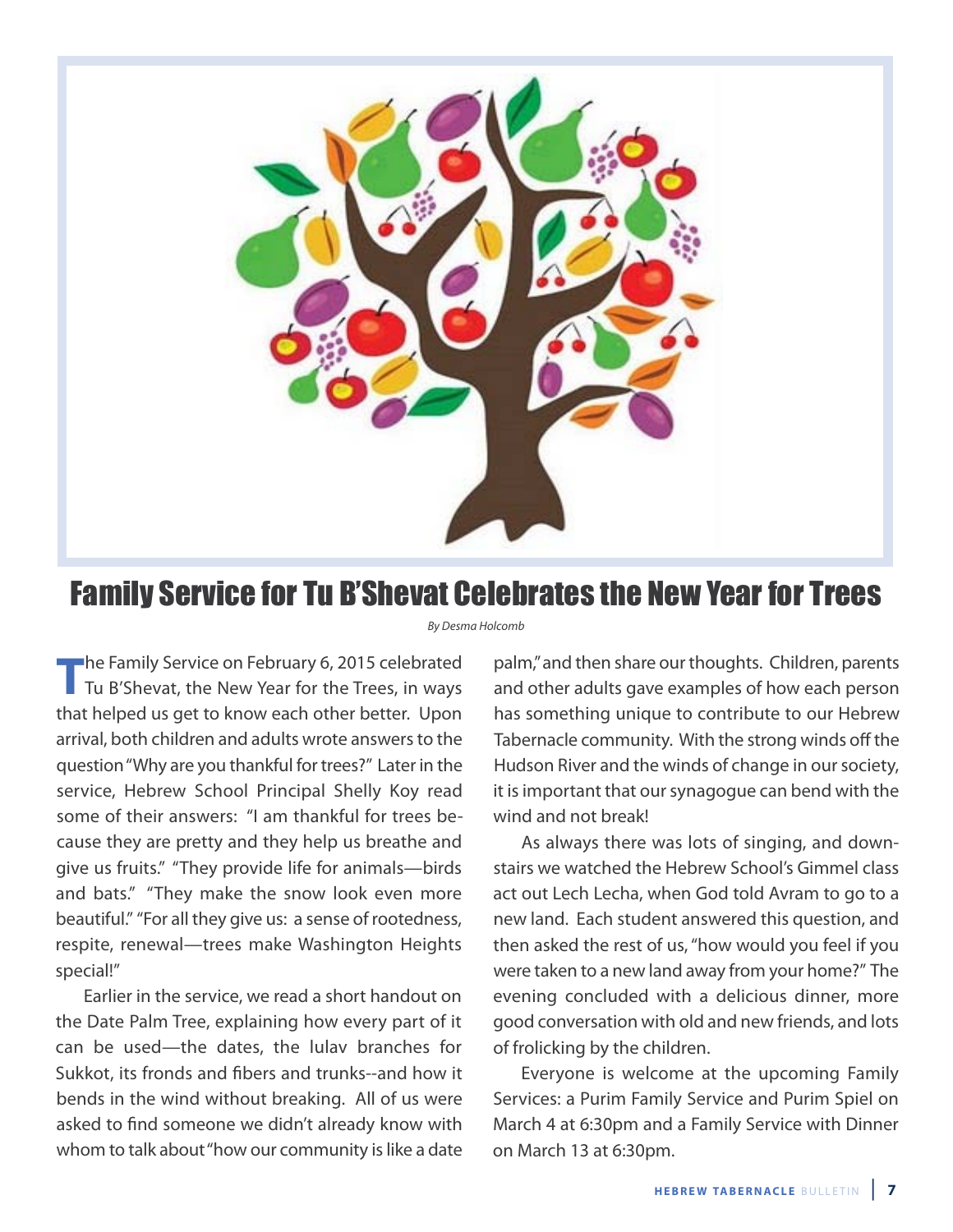# Family Service for Tu B'Shevat Celebrates the New Year for Trees

*By Desma Holcomb*

The Family Service on February 6, 2015 celebrated Tu B'Shevat, the New Year for the Trees, in ways that helped us get to know each other better. Upon arrival, both children and adults wrote answers to the question "Why are you thankful for trees?" Later in the service, Hebrew School Principal Shelly Koy read some of their answers: "I am thankful for trees because they are pretty and they help us breathe and give us fruits." "They provide life for animals—birds and bats." "They make the snow look even more beautiful." "For all they give us: a sense of rootedness, respite, renewal—trees make Washington Heights special!"

Earlier in the service, we read a short handout on the Date Palm Tree, explaining how every part of it can be used—the dates, the lulav branches for Sukkot, its fronds and fibers and trunks--and how it bends in the wind without breaking. All of us were asked to find someone we didn't already know with whom to talk about "how our community is like a date palm," and then share our thoughts. Children, parents and other adults gave examples of how each person has something unique to contribute to our Hebrew Tabernacle community. With the strong winds off the Hudson River and the winds of change in our society, it is important that our synagogue can bend with the wind and not break!

As always there was lots of singing, and downstairs we watched the Hebrew School's Gimmel class act out Lech Lecha, when God told Avram to go to a new land. Each student answered this question, and then asked the rest of us, "how would you feel if you were taken to a new land away from your home?" The evening concluded with a delicious dinner, more good conversation with old and new friends, and lots of frolicking by the children.

Everyone is welcome at the upcoming Family Services: a Purim Family Service and Purim Spiel on March 4 at 6:30pm and a Family Service with Dinner on March 13 at 6:30pm.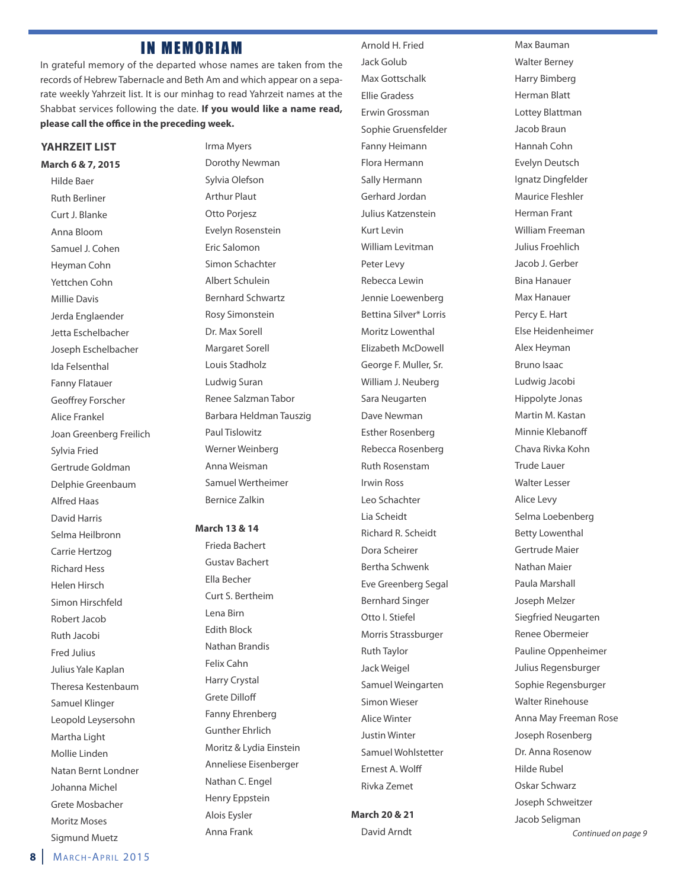# IN MEMORIAM

In grateful memory of the departed whose names are taken from the records of Hebrew Tabernacle and Beth Am and which appear on a separate weekly Yahrzeit list. It is our minhag to read Yahrzeit names at the Shabbat services following the date. **If you would like a name read, please call the office in the preceding week.**

## YAHRZEIT LIST

**March 6 & 7, 2015**

Hilde Baer
Ruth Berliner
Curt J. Blanke
Anna Bloom
Samuel J. Cohen
Heyman Cohn
Yettchen Cohn
Millie Davis
Jerda Englaender
Jetta Eschelbacher
Joseph Eschelbacher
Ida Felsenthal
Fanny Flatauer
Geoffrey Forscher
Alice Frankel
Joan Greenberg Freilich
Sylvia Fried
Gertrude Goldman
Delphie Greenbaum
Alfred Haas
David Harris
Selma Heilbronn
Carrie Hertzog
Richard Hess
Helen Hirsch
Simon Hirschfeld
Robert Jacob
Ruth Jacobi
Fred Julius
Julius Yale Kaplan
Theresa Kestenbaum
Samuel Klinger
Leopold Leysersohn
Martha Light
Mollie Linden
Natan Bernt Londner
Johanna Michel
Grete Mosbacher
Moritz Moses
Sigmund Muetz
Irma Myers
Dorothy Newman
Sylvia Olefson
Arthur Plaut
Otto Porjesz
Evelyn Rosenstein
Eric Salomon
Simon Schachter
Albert Schulein
Bernhard Schwartz
Rosy Simonstein
Dr. Max Sorell
Margaret Sorell
Louis Stadholz
Ludwig Suran
Renee Salzman Tabor
Barbara Heldman Tauszig
Paul Tislowitz
Werner Weinberg
Anna Weisman
Samuel Wertheimer
Bernice Zalkin

**March 13 & 14**

Frieda Bachert
Gustav Bachert
Ella Becher
Curt S. Bertheim
Lena Birn
Edith Block
Nathan Brandis
Felix Cahn
Harry Crystal
Grete Dilloff
Fanny Ehrenberg
Gunther Ehrlich
Moritz & Lydia Einstein
Anneliese Eisenberger
Nathan C. Engel
Henry Eppstein
Alois Eysler
Anna Frank
Arnold H. Fried
Jack Golub
Max Gottschalk
Ellie Gradess
Erwin Grossman
Sophie Gruensfelder
Fanny Heimann
Flora Hermann
Sally Hermann
Gerhard Jordan
Julius Katzenstein
Kurt Levin
William Levitman
Peter Levy
Rebecca Lewin
Jennie Loewenberg
Bettina Silver* Lorris
Moritz Lowenthal
Elizabeth McDowell
George F. Muller, Sr.
William J. Neuberg
Sara Neugarten
Dave Newman
Esther Rosenberg
Rebecca Rosenberg
Ruth Rosenstam
Irwin Ross
Leo Schachter
Lia Scheidt
Richard R. Scheidt
Dora Scheirer
Bertha Schwenk
Eve Greenberg Segal
Bernhard Singer
Otto I. Stiefel
Morris Strassburger
Ruth Taylor
Jack Weigel
Samuel Weingarten
Simon Wieser
Alice Winter
Justin Winter
Samuel Wohlstetter
Ernest A. Wolff
Rivka Zemet

**March 20 & 21**

David Arndt
Max Bauman
Walter Berney
Harry Bimberg
Herman Blatt
Lottey Blattman
Jacob Braun
Hannah Cohn
Evelyn Deutsch
Ignatz Dingfelder
Maurice Fleshler
Herman Frant
William Freeman
Julius Froehlich
Jacob J. Gerber
Bina Hanauer
Max Hanauer
Percy E. Hart
Else Heidenheimer
Alex Heyman
Bruno Isaac
Ludwig Jacobi
Hippolyte Jonas
Martin M. Kastan
Minnie Klebanoff
Chava Rivka Kohn
Trude Lauer
Walter Lesser
Alice Levy
Selma Loebenberg
Betty Lowenthal
Gertrude Maier
Nathan Maier
Paula Marshall
Joseph Melzer
Siegfried Neugarten
Renee Obermeier
Pauline Oppenheimer
Julius Regensburger
Sophie Regensburger
Walter Rinehouse
Anna May Freeman Rose
Joseph Rosenberg
Dr. Anna Rosenow
Hilde Rubel
Oskar Schwarz
Joseph Schweitzer
Jacob Seligman

*Continued on page 9*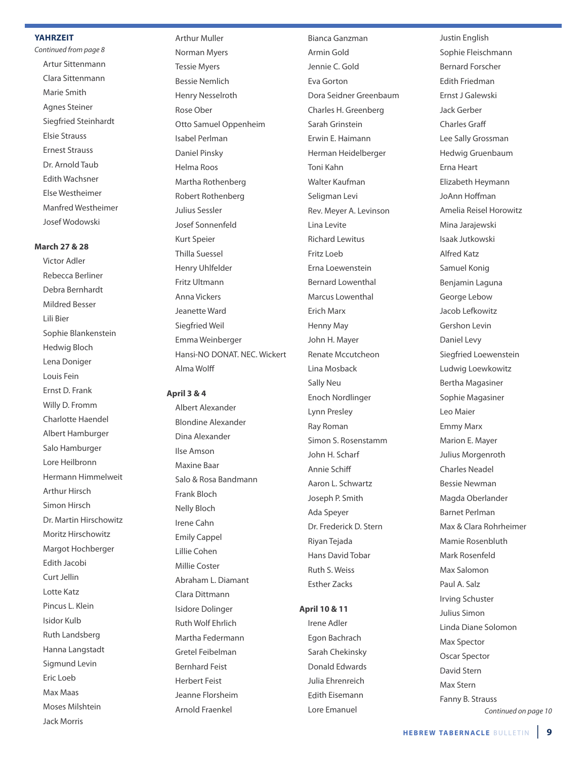## YAHRZEIT

*Continued from page 8*

Artur Sittenmann
Clara Sittenmann
Marie Smith
Agnes Steiner
Siegfried Steinhardt
Elsie Strauss
Ernest Strauss
Dr. Arnold Taub
Edith Wachsner
Else Westheimer
Manfred Westheimer
Josef Wodowski

**March 27 & 28**

Victor Adler
Rebecca Berliner
Debra Bernhardt
Mildred Besser
Lili Bier
Sophie Blankenstein
Hedwig Bloch
Lena Doniger
Louis Fein
Ernst D. Frank
Willy D. Fromm
Charlotte Haendel
Albert Hamburger
Salo Hamburger
Lore Heilbronn
Hermann Himmelweit
Arthur Hirsch
Simon Hirsch
Dr. Martin Hirschowitz
Moritz Hirschowitz
Margot Hochberger
Edith Jacobi
Curt Jellin
Lotte Katz
Pincus L. Klein
Isidor Kulb
Ruth Landsberg
Hanna Langstadt
Sigmund Levin
Eric Loeb
Max Maas
Moses Milshtein
Jack Morris
Arthur Muller
Norman Myers
Tessie Myers
Bessie Nemlich
Henry Nesselroth
Rose Ober
Otto Samuel Oppenheim
Isabel Perlman
Daniel Pinsky
Helma Roos
Martha Rothenberg
Robert Rothenberg
Julius Sessler
Josef Sonnenfeld
Kurt Speier
Thilla Suessel
Henry Uhlfelder
Fritz Ultmann
Anna Vickers
Jeanette Ward
Siegfried Weil
Emma Weinberger
Hansi-NO DONAT. NEC. Wickert
Alma Wolff

**April 3 & 4**

Albert Alexander
Blondine Alexander
Dina Alexander
Ilse Amson
Maxine Baar
Salo & Rosa Bandmann
Frank Bloch
Nelly Bloch
Irene Cahn
Emily Cappel
Lillie Cohen
Millie Coster
Abraham L. Diamant
Clara Dittmann
Isidore Dolinger
Ruth Wolf Ehrlich
Martha Federmann
Gretel Feibelman
Bernhard Feist
Herbert Feist
Jeanne Florsheim
Arnold Fraenkel
Bianca Ganzman
Armin Gold
Jennie C. Gold
Eva Gorton
Dora Seidner Greenbaum
Charles H. Greenberg
Sarah Grinstein
Erwin E. Haimann
Herman Heidelberger
Toni Kahn
Walter Kaufman
Seligman Levi
Rev. Meyer A. Levinson
Lina Levite
Richard Lewitus
Fritz Loeb
Erna Loewenstein
Bernard Lowenthal
Marcus Lowenthal
Erich Marx
Henny May
John H. Mayer
Renate Mccutcheon
Lina Mosback
Sally Neu
Enoch Nordlinger
Lynn Presley
Ray Roman
Simon S. Rosenstamm
John H. Scharf
Annie Schiff
Aaron L. Schwartz
Joseph P. Smith
Ada Speyer
Dr. Frederick D. Stern
Riyan Tejada
Hans David Tobar
Ruth S. Weiss
Esther Zacks

**April 10 & 11**

Irene Adler
Egon Bachrach
Sarah Chekinsky
Donald Edwards
Julia Ehrenreich
Edith Eisemann
Lore Emanuel
Justin English
Sophie Fleischmann
Bernard Forscher
Edith Friedman
Ernst J Galewski
Jack Gerber
Charles Graff
Lee Sally Grossman
Hedwig Gruenbaum
Erna Heart
Elizabeth Heymann
JoAnn Hoffman
Amelia Reisel Horowitz
Mina Jarajewski
Isaak Jutkowski
Alfred Katz
Samuel Konig
Benjamin Laguna
George Lebow
Jacob Lefkowitz
Gershon Levin
Daniel Levy
Siegfried Loewenstein
Ludwig Loewkowitz
Bertha Magasiner
Sophie Magasiner
Leo Maier
Emmy Marx
Marion E. Mayer
Julius Morgenroth
Charles Neadel
Bessie Newman
Magda Oberlander
Barnet Perlman
Max & Clara Rohrheimer
Mamie Rosenbluth
Mark Rosenfeld
Max Salomon
Paul A. Salz
Irving Schuster
Julius Simon
Linda Diane Solomon
Max Spector
Oscar Spector
David Stern
Max Stern
Fanny B. Strauss

*Continued on page 10*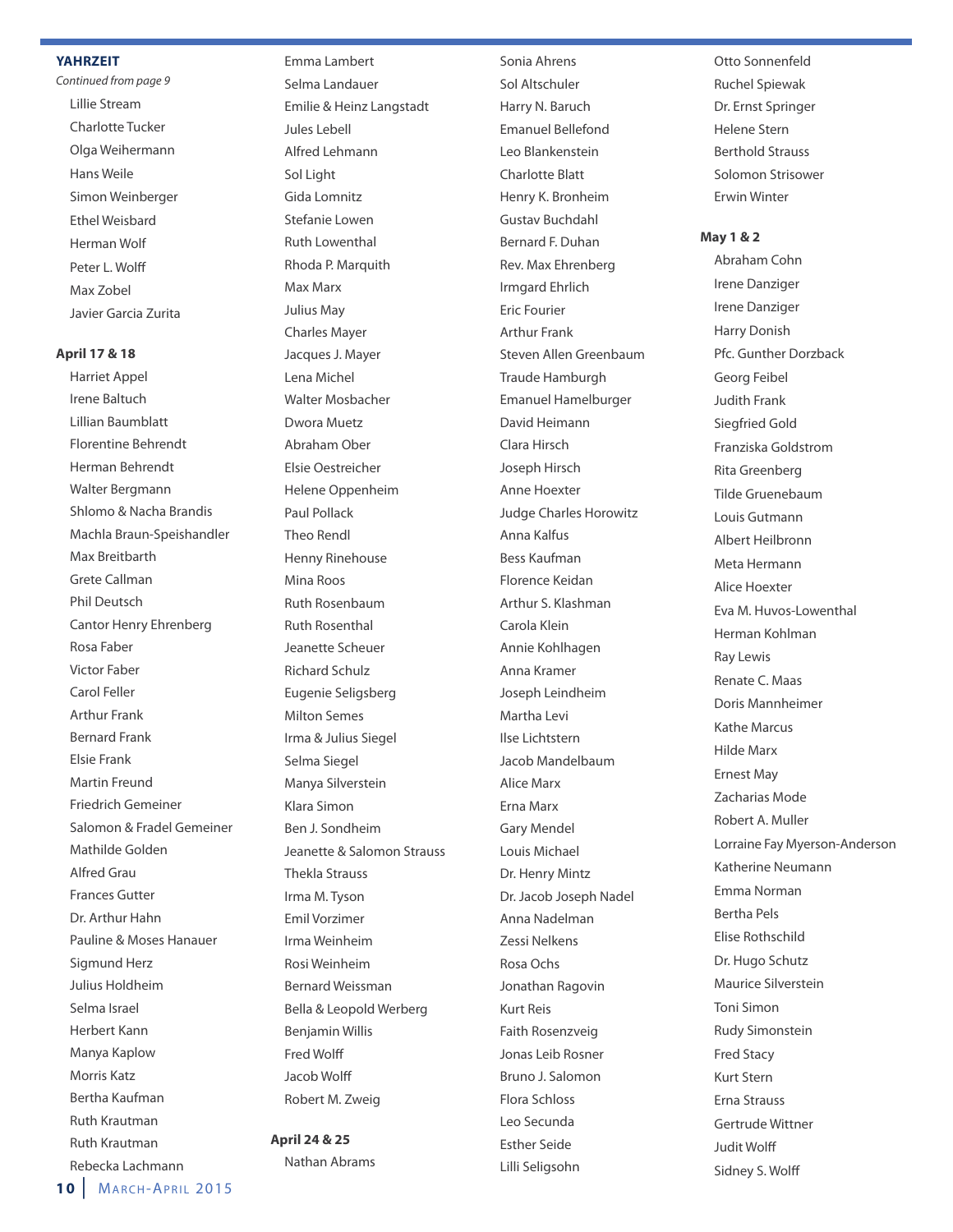## YAHRZEIT

*Continued from page 9*

Lillie Stream
Charlotte Tucker
Olga Weihermann
Hans Weile
Simon Weinberger
Ethel Weisbard
Herman Wolf
Peter L. Wolff
Max Zobel
Javier Garcia Zurita

**April 17 & 18**

Harriet Appel
Irene Baltuch
Lillian Baumblatt
Florentine Behrendt
Herman Behrendt
Walter Bergmann
Shlomo & Nacha Brandis
Machla Braun-Speishandler
Max Breitbarth
Grete Callman
Phil Deutsch
Cantor Henry Ehrenberg
Rosa Faber
Victor Faber
Carol Feller
Arthur Frank
Bernard Frank
Elsie Frank
Martin Freund
Friedrich Gemeiner
Salomon & Fradel Gemeiner
Mathilde Golden
Alfred Grau
Frances Gutter
Dr. Arthur Hahn
Pauline & Moses Hanauer
Sigmund Herz
Julius Holdheim
Selma Israel
Herbert Kann
Manya Kaplow
Morris Katz
Bertha Kaufman
Ruth Krautman
Ruth Krautman
Rebecka Lachmann
Emma Lambert
Selma Landauer
Emilie & Heinz Langstadt
Jules Lebell
Alfred Lehmann
Sol Light
Gida Lomnitz
Stefanie Lowen
Ruth Lowenthal
Rhoda P. Marquith
Max Marx
Julius May
Charles Mayer
Jacques J. Mayer
Lena Michel
Walter Mosbacher
Dwora Muetz
Abraham Ober
Elsie Oestreicher
Helene Oppenheim
Paul Pollack
Theo Rendl
Henny Rinehouse
Mina Roos
Ruth Rosenbaum
Ruth Rosenthal
Jeanette Scheuer
Richard Schulz
Eugenie Seligsberg
Milton Semes
Irma & Julius Siegel
Selma Siegel
Manya Silverstein
Klara Simon
Ben J. Sondheim
Jeanette & Salomon Strauss
Thekla Strauss
Irma M. Tyson
Emil Vorzimer
Irma Weinheim
Rosi Weinheim
Bernard Weissman
Bella & Leopold Werberg
Benjamin Willis
Fred Wolff
Jacob Wolff
Robert M. Zweig

**April 24 & 25**

Nathan Abrams
Sonia Ahrens
Sol Altschuler
Harry N. Baruch
Emanuel Bellefond
Leo Blankenstein
Charlotte Blatt
Henry K. Bronheim
Gustav Buchdahl
Bernard F. Duhan
Rev. Max Ehrenberg
Irmgard Ehrlich
Eric Fourier
Arthur Frank
Steven Allen Greenbaum
Traude Hamburgh
Emanuel Hamelburger
David Heimann
Clara Hirsch
Joseph Hirsch
Anne Hoexter
Judge Charles Horowitz
Anna Kalfus
Bess Kaufman
Florence Keidan
Arthur S. Klashman
Carola Klein
Annie Kohlhagen
Anna Kramer
Joseph Leindheim
Martha Levi
Ilse Lichtstern
Jacob Mandelbaum
Alice Marx
Erna Marx
Gary Mendel
Louis Michael
Dr. Henry Mintz
Dr. Jacob Joseph Nadel
Anna Nadelman
Zessi Nelkens
Rosa Ochs
Jonathan Ragovin
Kurt Reis
Faith Rosenzveig
Jonas Leib Rosner
Bruno J. Salomon
Flora Schloss
Leo Secunda
Esther Seide
Lilli Seligsohn
Otto Sonnenfeld
Ruchel Spiewak
Dr. Ernst Springer
Helene Stern
Berthold Strauss
Solomon Strisower
Erwin Winter

**May 1 & 2**

Abraham Cohn
Irene Danziger
Irene Danziger
Harry Donish
Pfc. Gunther Dorzback
Georg Feibel
Judith Frank
Siegfried Gold
Franziska Goldstrom
Rita Greenberg
Tilde Gruenebaum
Louis Gutmann
Albert Heilbronn
Meta Hermann
Alice Hoexter
Eva M. Huvos-Lowenthal
Herman Kohlman
Ray Lewis
Renate C. Maas
Doris Mannheimer
Kathe Marcus
Hilde Marx
Ernest May
Zacharias Mode
Robert A. Muller
Lorraine Fay Myerson-Anderson
Katherine Neumann
Emma Norman
Bertha Pels
Elise Rothschild
Dr. Hugo Schutz
Maurice Silverstein
Toni Simon
Rudy Simonstein
Fred Stacy
Kurt Stern
Erna Strauss
Gertrude Wittner
Judit Wolff
Sidney S. Wolff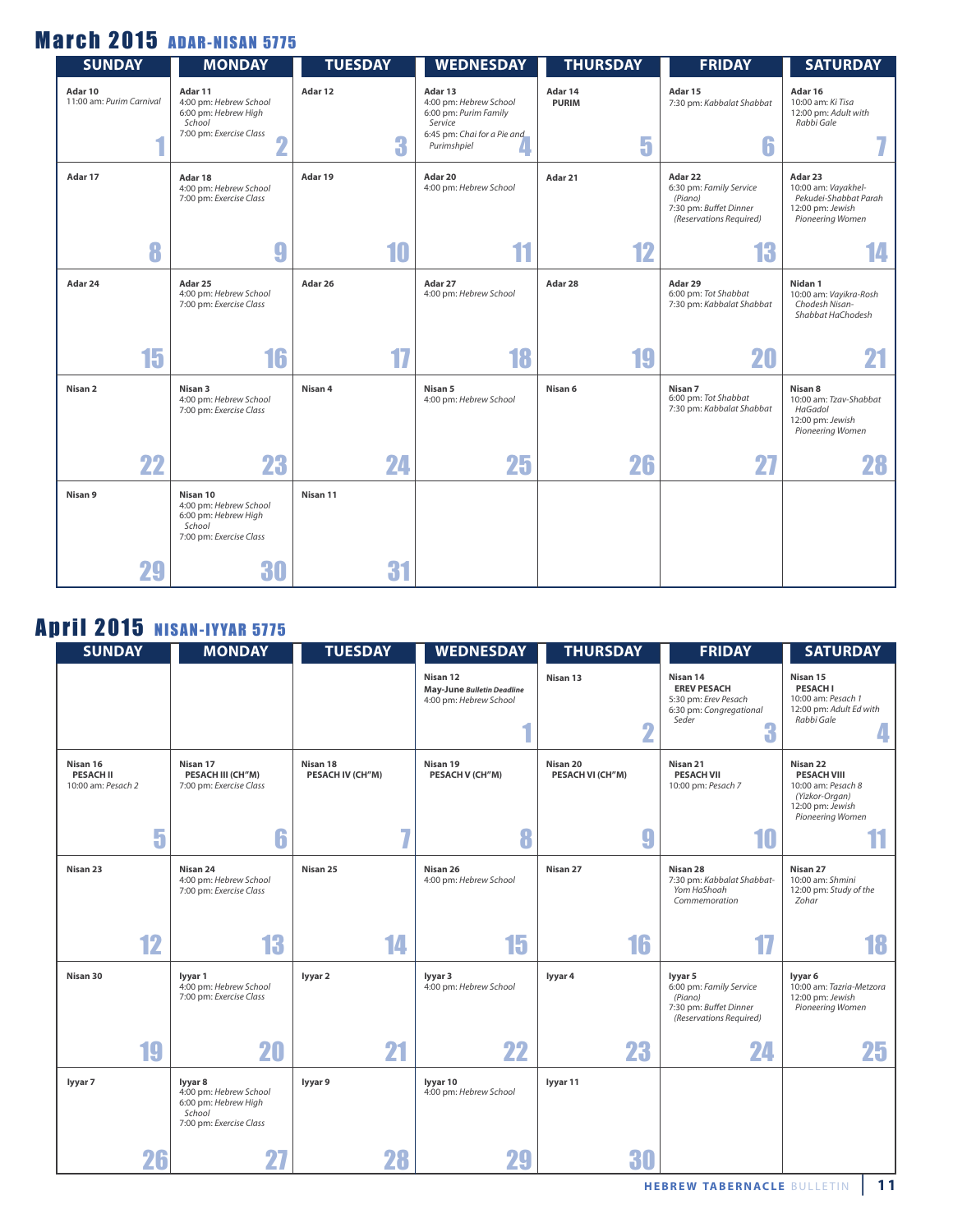## March 2015 ADAR-NISAN 5775

| SUNDAY | MONDAY | TUESDAY | WEDNESDAY | THURSDAY | FRIDAY | SATURDAY |
|---|---|---|---|---|---|---|
| Adar 10<br>11:00 am: *Purim Carnival*<br>1 | Adar 11<br>4:00 pm: *Hebrew School*<br>6:00 pm: *Hebrew High School*<br>7:00 pm: *Exercise Class*<br>2 | Adar 12<br>3 | Adar 13<br>4:00 pm: *Hebrew School*<br>6:00 pm: *Purim Family Service*<br>6:45 pm: *Chai for a Pie and Purimshpiel*<br>4 | Adar 14<br>**PURIM**<br>5 | Adar 15<br>7:30 pm: *Kabbalat Shabbat*<br>6 | Adar 16<br>10:00 am: *Ki Tisa*<br>12:00 pm: *Adult with Rabbi Gale*<br>7 |
| Adar 17<br>8 | Adar 18<br>4:00 pm: *Hebrew School*<br>7:00 pm: *Exercise Class*<br>9 | Adar 19<br>10 | Adar 20<br>4:00 pm: *Hebrew School*<br>11 | Adar 21<br>12 | Adar 22<br>6:30 pm: *Family Service (Piano)*<br>7:30 pm: *Buffet Dinner (Reservations Required)*<br>13 | Adar 23<br>10:00 am: *Vayakhel-Pekudei-Shabbat Parah*<br>12:00 pm: *Jewish Pioneering Women*<br>14 |
| Adar 24<br>15 | Adar 25<br>4:00 pm: *Hebrew School*<br>7:00 pm: *Exercise Class*<br>16 | Adar 26<br>17 | Adar 27<br>4:00 pm: *Hebrew School*<br>18 | Adar 28<br>19 | Adar 29<br>6:00 pm: *Tot Shabbat*<br>7:30 pm: *Kabbalat Shabbat*<br>20 | Nidan 1<br>10:00 am: *Vayikra-Rosh Chodesh Nisan-Shabbat HaChodesh*<br>21 |
| Nisan 2<br>22 | Nisan 3<br>4:00 pm: *Hebrew School*<br>7:00 pm: *Exercise Class*<br>23 | Nisan 4<br>24 | Nisan 5<br>4:00 pm: *Hebrew School*<br>25 | Nisan 6<br>26 | Nisan 7<br>6:00 pm: *Tot Shabbat*<br>7:30 pm: *Kabbalat Shabbat*<br>27 | Nisan 8<br>10:00 am: *Tzav-Shabbat HaGadol*<br>12:00 pm: *Jewish Pioneering Women*<br>28 |
| Nisan 9<br>29 | Nisan 10<br>4:00 pm: *Hebrew School*<br>6:00 pm: *Hebrew High School*<br>7:00 pm: *Exercise Class*<br>30 | Nisan 11<br>31 | | | | |

## April 2015 NISAN-IYYAR 5775

| SUNDAY | MONDAY | TUESDAY | WEDNESDAY | THURSDAY | FRIDAY | SATURDAY |
|---|---|---|---|---|---|---|
| | | | Nisan 12<br>**May-June *Bulletin Deadline***<br>4:00 pm: *Hebrew School*<br>1 | Nisan 13<br>2 | Nisan 14<br>**EREV PESACH**<br>5:30 pm: *Erev Pesach*<br>6:30 pm: *Congregational Seder*<br>3 | Nisan 15<br>**PESACH I**<br>10:00 am: *Pesach 1*<br>12:00 pm: *Adult Ed with Rabbi Gale*<br>4 |
| Nisan 16<br>**PESACH II**<br>10:00 am: *Pesach 2*<br>5 | Nisan 17<br>**PESACH III (CH"M)**<br>7:00 pm: *Exercise Class*<br>6 | Nisan 18<br>**PESACH IV (CH"M)**<br>7 | Nisan 19<br>**PESACH V (CH"M)**<br>8 | Nisan 20<br>**PESACH VI (CH"M)**<br>9 | Nisan 21<br>**PESACH VII**<br>10:00 pm: *Pesach 7*<br>10 | Nisan 22<br>**PESACH VIII**<br>10:00 am: *Pesach 8 (Yizkor-Organ)*<br>12:00 pm: *Jewish Pioneering Women*<br>11 |
| Nisan 23<br>12 | Nisan 24<br>4:00 pm: *Hebrew School*<br>7:00 pm: *Exercise Class*<br>13 | Nisan 25<br>14 | Nisan 26<br>4:00 pm: *Hebrew School*<br>15 | Nisan 27<br>16 | Nisan 28<br>7:30 pm: *Kabbalat Shabbat-Yom HaShoah Commemoration*<br>17 | Nisan 27<br>10:00 am: *Shmini*<br>12:00 pm: *Study of the Zohar*<br>18 |
| Nisan 30<br>19 | Iyyar 1<br>4:00 pm: *Hebrew School*<br>7:00 pm: *Exercise Class*<br>20 | Iyyar 2<br>21 | Iyyar 3<br>4:00 pm: *Hebrew School*<br>22 | Iyyar 4<br>23 | Iyyar 5<br>6:00 pm: *Family Service (Piano)*<br>7:30 pm: *Buffet Dinner (Reservations Required)*<br>24 | Iyyar 6<br>10:00 am: *Tazria-Metzora*<br>12:00 pm: *Jewish Pioneering Women*<br>25 |
| Iyyar 7<br>26 | Iyyar 8<br>4:00 pm: *Hebrew School*<br>6:00 pm: *Hebrew High School*<br>7:00 pm: *Exercise Class*<br>27 | Iyyar 9<br>28 | Iyyar 10<br>4:00 pm: *Hebrew School*<br>29 | Iyyar 11<br>30 | | |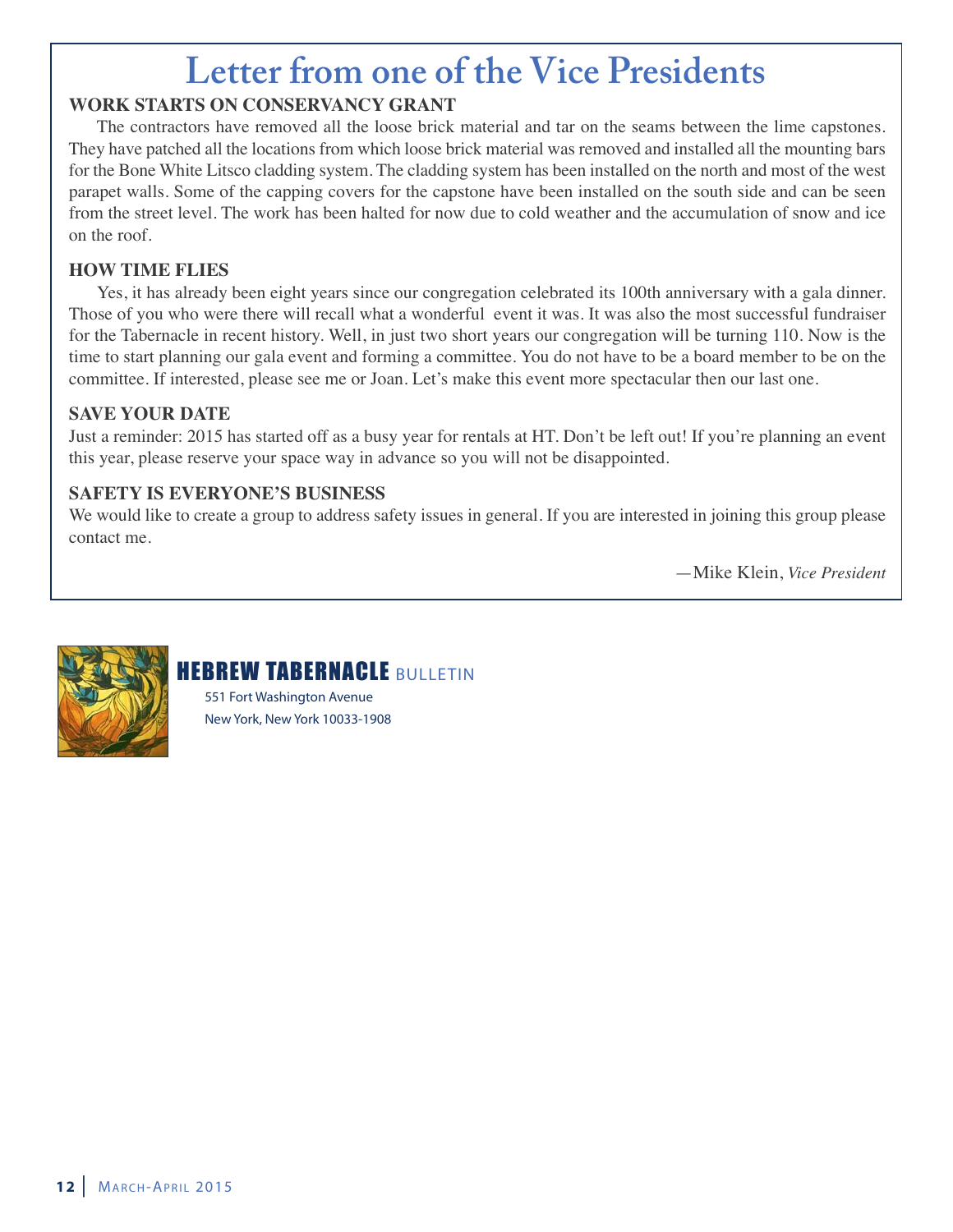# Letter from one of the Vice Presidents

### WORK STARTS ON CONSERVANCY GRANT

The contractors have removed all the loose brick material and tar on the seams between the lime capstones. They have patched all the locations from which loose brick material was removed and installed all the mounting bars for the Bone White Litsco cladding system. The cladding system has been installed on the north and most of the west parapet walls. Some of the capping covers for the capstone have been installed on the south side and can be seen from the street level. The work has been halted for now due to cold weather and the accumulation of snow and ice on the roof.

### HOW TIME FLIES

Yes, it has already been eight years since our congregation celebrated its 100th anniversary with a gala dinner. Those of you who were there will recall what a wonderful event it was. It was also the most successful fundraiser for the Tabernacle in recent history. Well, in just two short years our congregation will be turning 110. Now is the time to start planning our gala event and forming a committee. You do not have to be a board member to be on the committee. If interested, please see me or Joan. Let's make this event more spectacular then our last one.

### SAVE YOUR DATE

Just a reminder: 2015 has started off as a busy year for rentals at HT. Don't be left out! If you're planning an event this year, please reserve your space way in advance so you will not be disappointed.

### SAFETY IS EVERYONE'S BUSINESS

We would like to create a group to address safety issues in general. If you are interested in joining this group please contact me.

—Mike Klein, *Vice President*

**HEBREW TABERNACLE** BULLETIN

551 Fort Washington Avenue
New York, New York 10033-1908